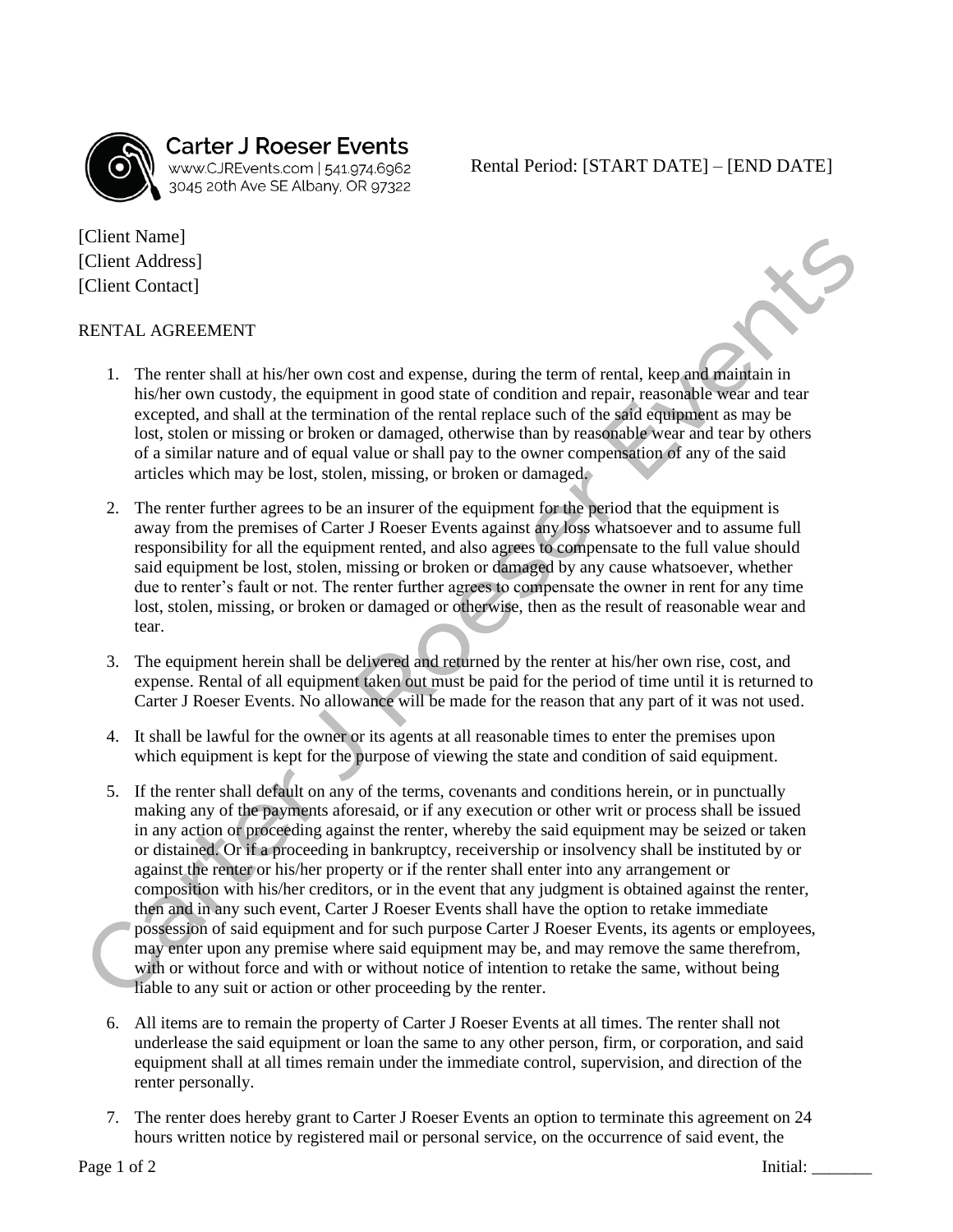Carter J Roeser Events
www.CJREvents.com | 541.974.6962
3045 20th Ave SE Albany, OR 97322

Rental Period: [START DATE] – [END DATE]

[Client Name]
[Client Address]
[Client Contact]

RENTAL AGREEMENT

1. The renter shall at his/her own cost and expense, during the term of rental, keep and maintain in his/her own custody, the equipment in good state of condition and repair, reasonable wear and tear excepted, and shall at the termination of the rental replace such of the said equipment as may be lost, stolen or missing or broken or damaged, otherwise than by reasonable wear and tear by others of a similar nature and of equal value or shall pay to the owner compensation of any of the said articles which may be lost, stolen, missing, or broken or damaged.

2. The renter further agrees to be an insurer of the equipment for the period that the equipment is away from the premises of Carter J Roeser Events against any loss whatsoever and to assume full responsibility for all the equipment rented, and also agrees to compensate to the full value should said equipment be lost, stolen, missing or broken or damaged by any cause whatsoever, whether due to renter's fault or not. The renter further agrees to compensate the owner in rent for any time lost, stolen, missing, or broken or damaged or otherwise, then as the result of reasonable wear and tear.

3. The equipment herein shall be delivered and returned by the renter at his/her own rise, cost, and expense. Rental of all equipment taken out must be paid for the period of time until it is returned to Carter J Roeser Events. No allowance will be made for the reason that any part of it was not used.

4. It shall be lawful for the owner or its agents at all reasonable times to enter the premises upon which equipment is kept for the purpose of viewing the state and condition of said equipment.

5. If the renter shall default on any of the terms, covenants and conditions herein, or in punctually making any of the payments aforesaid, or if any execution or other writ or process shall be issued in any action or proceeding against the renter, whereby the said equipment may be seized or taken or distained. Or if a proceeding in bankruptcy, receivership or insolvency shall be instituted by or against the renter or his/her property or if the renter shall enter into any arrangement or composition with his/her creditors, or in the event that any judgment is obtained against the renter, then and in any such event, Carter J Roeser Events shall have the option to retake immediate possession of said equipment and for such purpose Carter J Roeser Events, its agents or employees, may enter upon any premise where said equipment may be, and may remove the same therefrom, with or without force and with or without notice of intention to retake the same, without being liable to any suit or action or other proceeding by the renter.

6. All items are to remain the property of Carter J Roeser Events at all times. The renter shall not underlease the said equipment or loan the same to any other person, firm, or corporation, and said equipment shall at all times remain under the immediate control, supervision, and direction of the renter personally.

7. The renter does hereby grant to Carter J Roeser Events an option to terminate this agreement on 24 hours written notice by registered mail or personal service, on the occurrence of said event, the

Initial: _______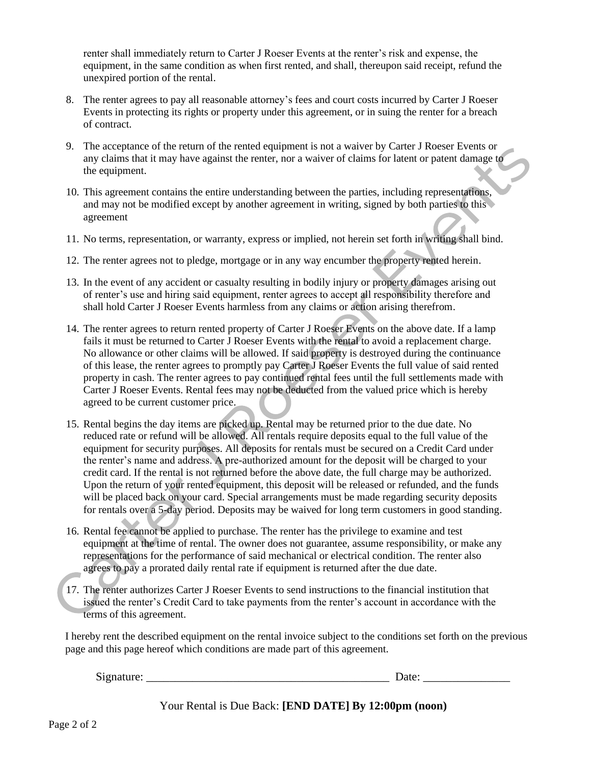renter shall immediately return to Carter J Roeser Events at the renter's risk and expense, the equipment, in the same condition as when first rented, and shall, thereupon said receipt, refund the unexpired portion of the rental.

8. The renter agrees to pay all reasonable attorney's fees and court costs incurred by Carter J Roeser Events in protecting its rights or property under this agreement, or in suing the renter for a breach of contract.

9. The acceptance of the return of the rented equipment is not a waiver by Carter J Roeser Events or any claims that it may have against the renter, nor a waiver of claims for latent or patent damage to the equipment.

10. This agreement contains the entire understanding between the parties, including representations, and may not be modified except by another agreement in writing, signed by both parties to this agreement

11. No terms, representation, or warranty, express or implied, not herein set forth in writing shall bind.

12. The renter agrees not to pledge, mortgage or in any way encumber the property rented herein.

13. In the event of any accident or casualty resulting in bodily injury or property damages arising out of renter's use and hiring said equipment, renter agrees to accept all responsibility therefore and shall hold Carter J Roeser Events harmless from any claims or action arising therefrom.

14. The renter agrees to return rented property of Carter J Roeser Events on the above date. If a lamp fails it must be returned to Carter J Roeser Events with the rental to avoid a replacement charge. No allowance or other claims will be allowed. If said property is destroyed during the continuance of this lease, the renter agrees to promptly pay Carter J Roeser Events the full value of said rented property in cash. The renter agrees to pay continued rental fees until the full settlements made with Carter J Roeser Events. Rental fees may not be deducted from the valued price which is hereby agreed to be current customer price.

15. Rental begins the day items are picked up. Rental may be returned prior to the due date. No reduced rate or refund will be allowed. All rentals require deposits equal to the full value of the equipment for security purposes. All deposits for rentals must be secured on a Credit Card under the renter's name and address. A pre-authorized amount for the deposit will be charged to your credit card. If the rental is not returned before the above date, the full charge may be authorized. Upon the return of your rented equipment, this deposit will be released or refunded, and the funds will be placed back on your card. Special arrangements must be made regarding security deposits for rentals over a 5-day period. Deposits may be waived for long term customers in good standing.

16. Rental fee cannot be applied to purchase. The renter has the privilege to examine and test equipment at the time of rental. The owner does not guarantee, assume responsibility, or make any representations for the performance of said mechanical or electrical condition. The renter also agrees to pay a prorated daily rental rate if equipment is returned after the due date.

17. The renter authorizes Carter J Roeser Events to send instructions to the financial institution that issued the renter's Credit Card to take payments from the renter's account in accordance with the terms of this agreement.

I hereby rent the described equipment on the rental invoice subject to the conditions set forth on the previous page and this page hereof which conditions are made part of this agreement.

Signature: ___________________________________________ Date: _______________

Your Rental is Due Back: **[END DATE] By 12:00pm (noon)**